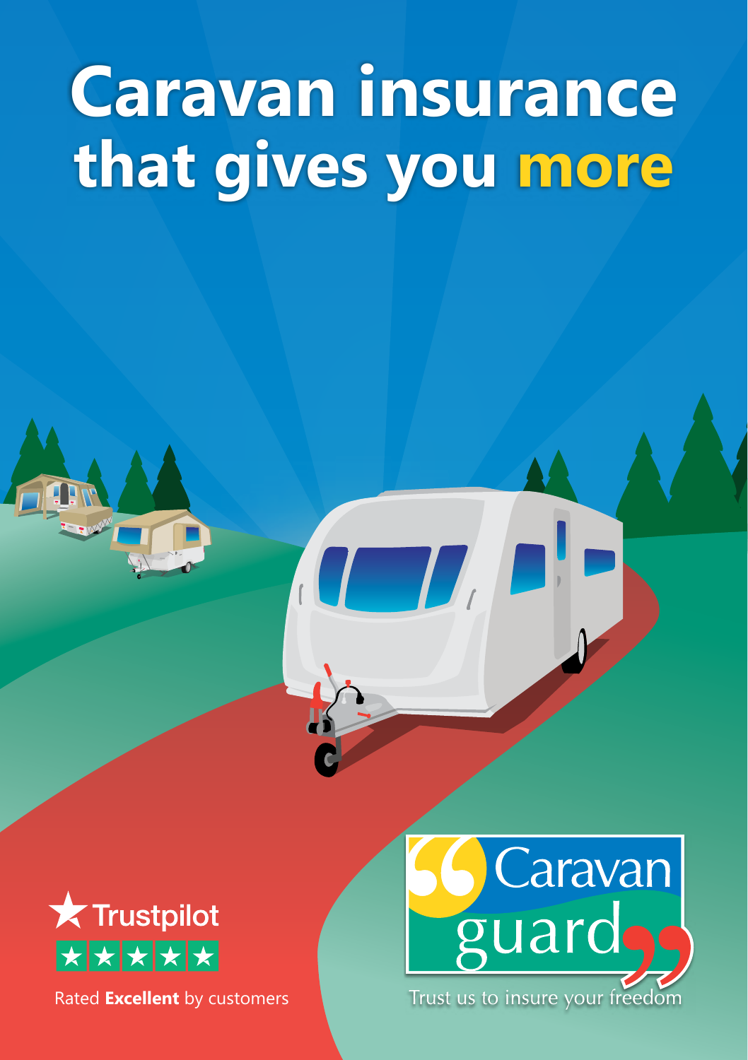# Caravan insurance that gives you more

Trustpilot

Rated **Excellent** by customers

Caravan guard

Trust us to insure your freedom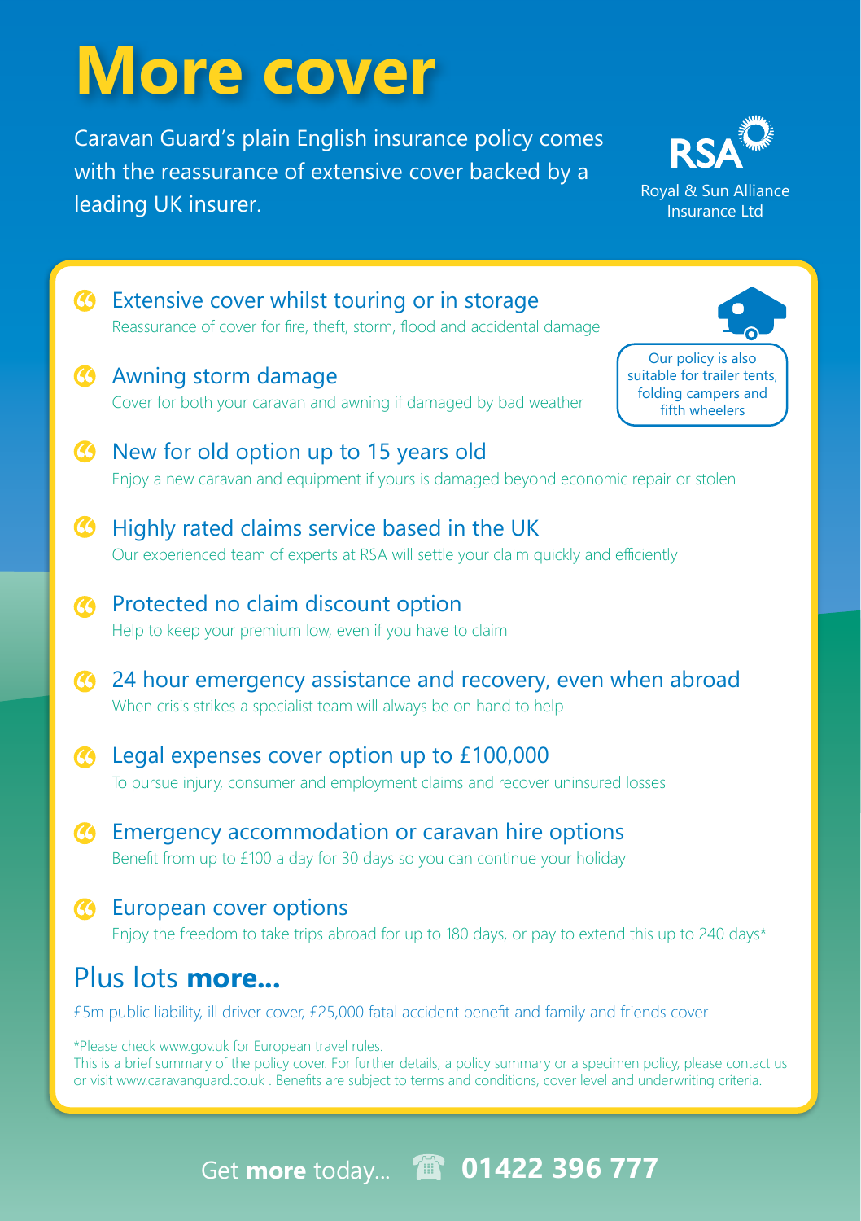# More cover

Caravan Guard's plain English insurance policy comes with the reassurance of extensive cover backed by a leading UK insurer.

RSA
Royal & Sun Alliance Insurance Ltd

Our policy is also suitable for trailer tents, folding campers and fifth wheelers

- **Extensive cover whilst touring or in storage**
  Reassurance of cover for fire, theft, storm, flood and accidental damage
- **Awning storm damage**
  Cover for both your caravan and awning if damaged by bad weather
- **New for old option up to 15 years old**
  Enjoy a new caravan and equipment if yours is damaged beyond economic repair or stolen
- **Highly rated claims service based in the UK**
  Our experienced team of experts at RSA will settle your claim quickly and efficiently
- **Protected no claim discount option**
  Help to keep your premium low, even if you have to claim
- **24 hour emergency assistance and recovery, even when abroad**
  When crisis strikes a specialist team will always be on hand to help
- **Legal expenses cover option up to £100,000**
  To pursue injury, consumer and employment claims and recover uninsured losses
- **Emergency accommodation or caravan hire options**
  Benefit from up to £100 a day for 30 days so you can continue your holiday
- **European cover options**
  Enjoy the freedom to take trips abroad for up to 180 days, or pay to extend this up to 240 days*

## Plus lots **more...**

£5m public liability, ill driver cover, £25,000 fatal accident benefit and family and friends cover

*Please check www.gov.uk for European travel rules.
This is a brief summary of the policy cover. For further details, a policy summary or a specimen policy, please contact us or visit www.caravanguard.co.uk . Benefits are subject to terms and conditions, cover level and underwriting criteria.

Get **more** today... ☎ **01422 396 777**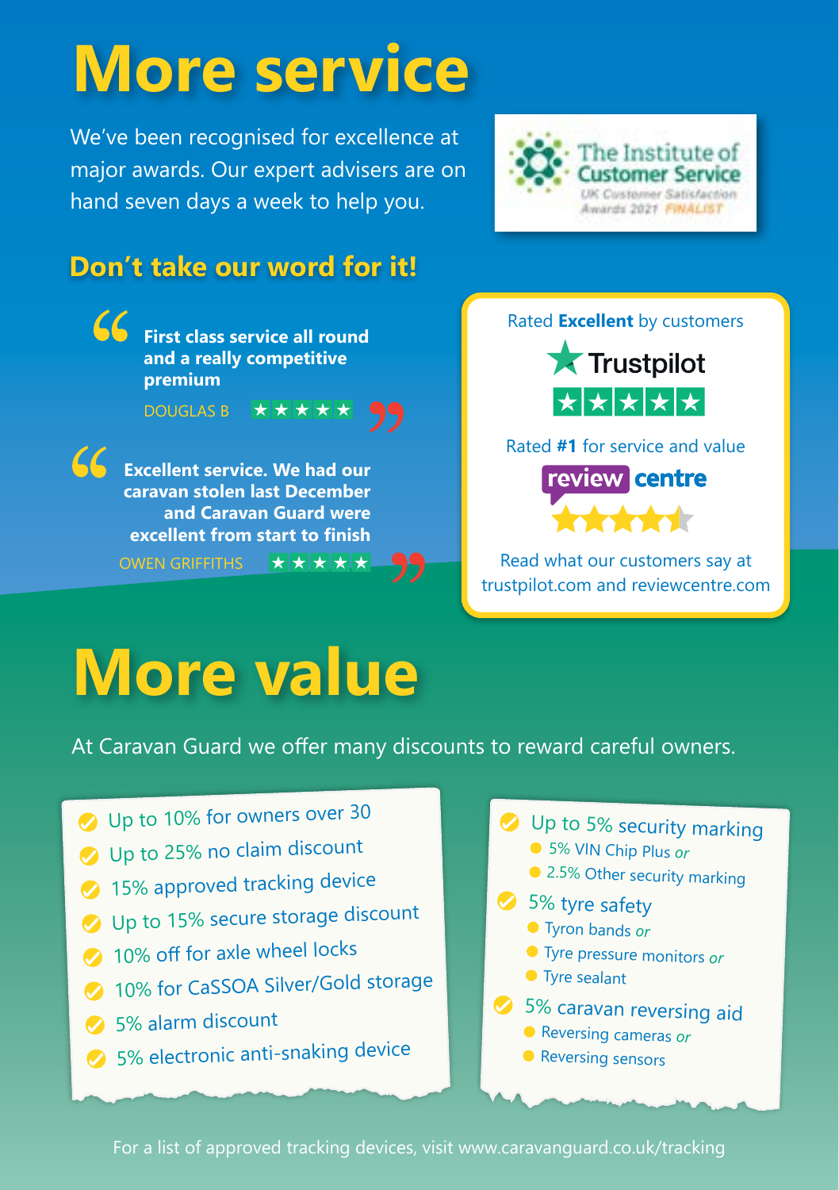# More service

We've been recognised for excellence at major awards. Our expert advisers are on hand seven days a week to help you.

The Institute of Customer Service
UK Customer Satisfaction Awards 2021 FINALIST

## Don't take our word for it!

> **First class service all round and a really competitive premium**
>
> DOUGLAS B ★★★★★

> **Excellent service. We had our caravan stolen last December and Caravan Guard were excellent from start to finish**
>
> OWEN GRIFFITHS ★★★★★

Rated **Excellent** by customers

Trustpilot ★★★★★

Rated **#1** for service and value

review centre

Read what our customers say at trustpilot.com and reviewcentre.com

# More value

At Caravan Guard we offer many discounts to reward careful owners.

- Up to 10% for owners over 30
- Up to 25% no claim discount
- 15% approved tracking device
- Up to 15% secure storage discount
- 10% off for axle wheel locks
- 10% for CaSSOA Silver/Gold storage
- 5% alarm discount
- 5% electronic anti-snaking device

- Up to 5% security marking
  - 5% VIN Chip Plus *or*
  - 2.5% Other security marking
- 5% tyre safety
  - Tyron bands *or*
  - Tyre pressure monitors *or*
  - Tyre sealant
- 5% caravan reversing aid
  - Reversing cameras *or*
  - Reversing sensors

For a list of approved tracking devices, visit www.caravanguard.co.uk/tracking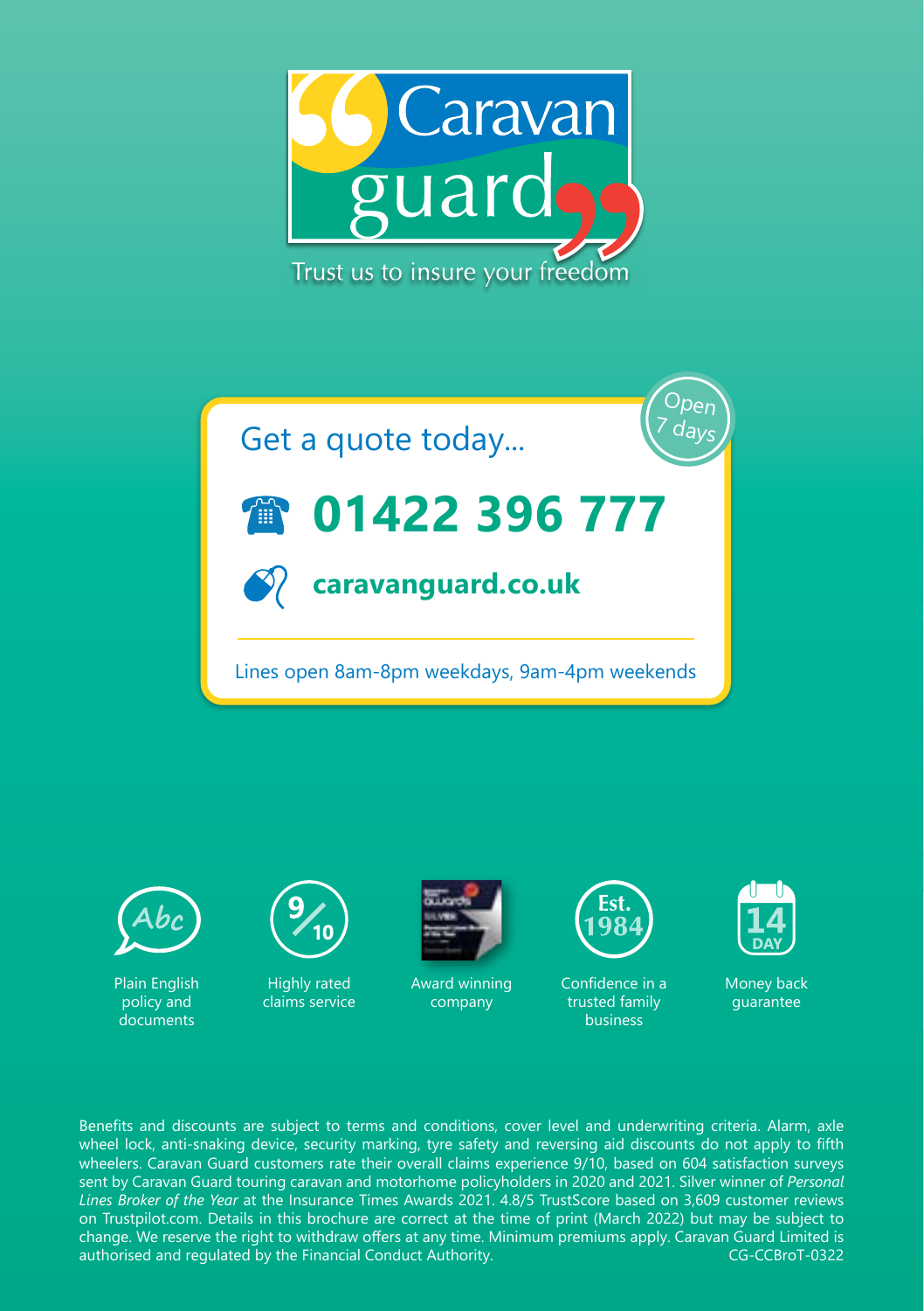Caravan guard

Trust us to insure your freedom

## Get a quote today...

Open 7 days

# 01422 396 777

**caravanguard.co.uk**

Lines open 8am-8pm weekdays, 9am-4pm weekends

Plain English policy and documents

Highly rated claims service

Award winning company

Confidence in a trusted family business

Money back guarantee

Benefits and discounts are subject to terms and conditions, cover level and underwriting criteria. Alarm, axle wheel lock, anti-snaking device, security marking, tyre safety and reversing aid discounts do not apply to fifth wheelers. Caravan Guard customers rate their overall claims experience 9/10, based on 604 satisfaction surveys sent by Caravan Guard touring caravan and motorhome policyholders in 2020 and 2021. Silver winner of *Personal Lines Broker of the Year* at the Insurance Times Awards 2021. 4.8/5 TrustScore based on 3,609 customer reviews on Trustpilot.com. Details in this brochure are correct at the time of print (March 2022) but may be subject to change. We reserve the right to withdraw offers at any time. Minimum premiums apply. Caravan Guard Limited is authorised and regulated by the Financial Conduct Authority. CG-CCBroT-0322